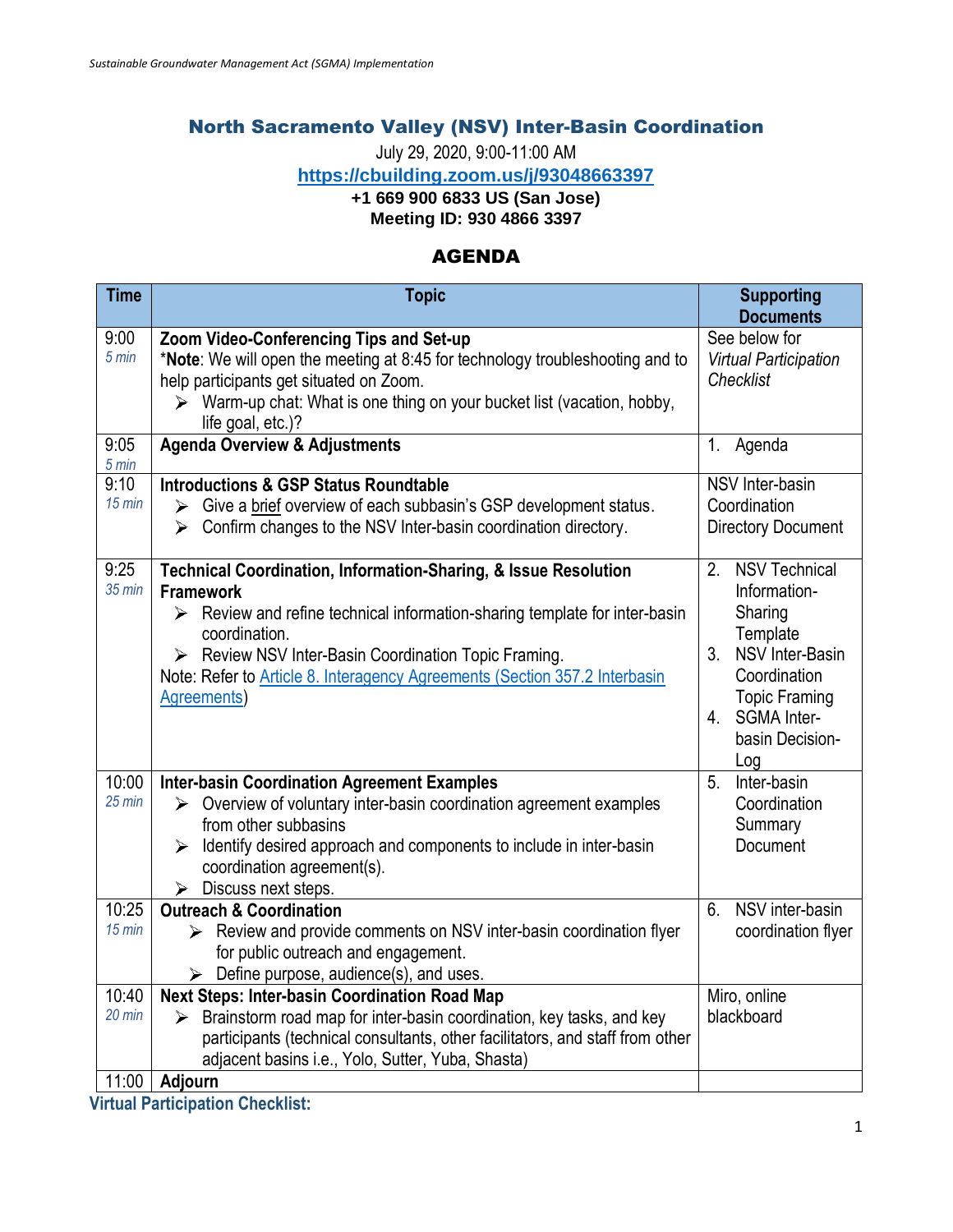# North Sacramento Valley (NSV) Inter-Basin Coordination

July 29, 2020, 9:00-11:00 AM

**[https://cbuilding.zoom.us/j/93048663397](https://cbuilding.zoom.us/j/93048663397)**

**+1 669 900 6833 US (San Jose)**

**Meeting ID: 930 4866 3397**

## AGENDA

| Time | Topic | Supporting Documents |
|---|---|---|
| 9:00<br>*5 min* | **Zoom Video-Conferencing Tips and Set-up**<br>\***Note**: We will open the meeting at 8:45 for technology troubleshooting and to help participants get situated on Zoom.<br>➢ Warm-up chat: What is one thing on your bucket list (vacation, hobby, life goal, etc.)? | See below for *Virtual Participation Checklist* |
| 9:05<br>*5 min* | **Agenda Overview & Adjustments** | 1. Agenda |
| 9:10<br>*15 min* | **Introductions & GSP Status Roundtable**<br>➢ Give a brief overview of each subbasin's GSP development status.<br>➢ Confirm changes to the NSV Inter-basin coordination directory. | NSV Inter-basin Coordination Directory Document |
| 9:25<br>*35 min* | **Technical Coordination, Information-Sharing, & Issue Resolution Framework**<br>➢ Review and refine technical information-sharing template for inter-basin coordination.<br>➢ Review NSV Inter-Basin Coordination Topic Framing.<br>Note: Refer to Article 8. Interagency Agreements (Section 357.2 Interbasin Agreements) | 2. NSV Technical Information-Sharing Template<br>3. NSV Inter-Basin Coordination Topic Framing<br>4. SGMA Inter-basin Decision-Log |
| 10:00<br>*25 min* | **Inter-basin Coordination Agreement Examples**<br>➢ Overview of voluntary inter-basin coordination agreement examples from other subbasins<br>➢ Identify desired approach and components to include in inter-basin coordination agreement(s).<br>➢ Discuss next steps. | 5. Inter-basin Coordination Summary Document |
| 10:25<br>*15 min* | **Outreach & Coordination**<br>➢ Review and provide comments on NSV inter-basin coordination flyer for public outreach and engagement.<br>➢ Define purpose, audience(s), and uses. | 6. NSV inter-basin coordination flyer |
| 10:40<br>*20 min* | **Next Steps: Inter-basin Coordination Road Map**<br>➢ Brainstorm road map for inter-basin coordination, key tasks, and key participants (technical consultants, other facilitators, and staff from other adjacent basins i.e., Yolo, Sutter, Yuba, Shasta) | Miro, online blackboard |
| 11:00 | **Adjourn** | |

**Virtual Participation Checklist:**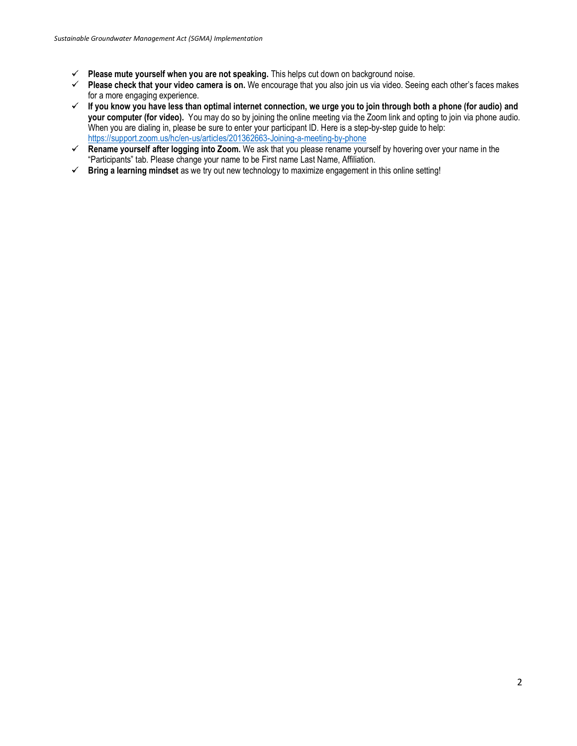- ✓ **Please mute yourself when you are not speaking.** This helps cut down on background noise.
- ✓ **Please check that your video camera is on.** We encourage that you also join us via video. Seeing each other's faces makes for a more engaging experience.
- ✓ **If you know you have less than optimal internet connection, we urge you to join through both a phone (for audio) and your computer (for video).** You may do so by joining the online meeting via the Zoom link and opting to join via phone audio. When you are dialing in, please be sure to enter your participant ID. Here is a step-by-step guide to help: https://support.zoom.us/hc/en-us/articles/201362663-Joining-a-meeting-by-phone
- ✓ **Rename yourself after logging into Zoom.** We ask that you please rename yourself by hovering over your name in the "Participants" tab. Please change your name to be First name Last Name, Affiliation.
- ✓ **Bring a learning mindset** as we try out new technology to maximize engagement in this online setting!